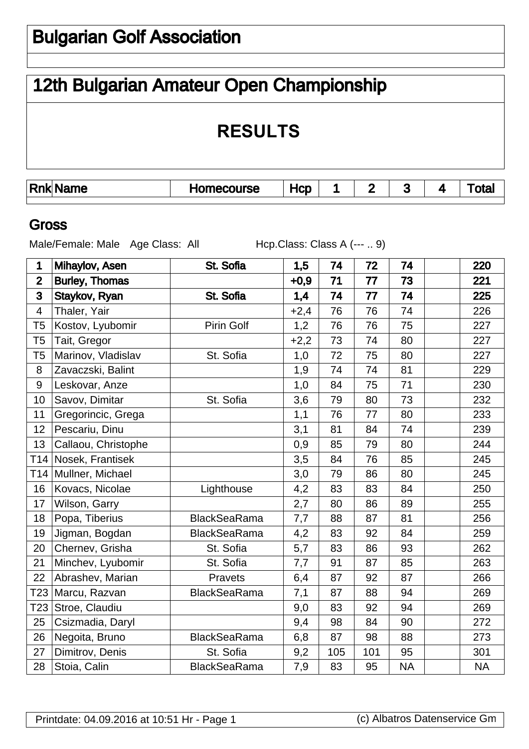# Bulgarian Golf Association

## 12th Bulgarian Amateur Open Championship

## RESULTS

### Gross

Male/Female: Male Age Class: All Hcp.Class: Class A (--- .. 9)

| Rnk | Name | Homecourse | Hcp | 1 | 2 | 3 | 4 | Total |
|---|---|---|---|---|---|---|---|---|
| **1** | **Mihaylov, Asen** | **St. Sofia** | **1,5** | **74** | **72** | **74** | | **220** |
| **2** | **Burley, Thomas** | | **+0,9** | **71** | **77** | **73** | | **221** |
| **3** | **Staykov, Ryan** | **St. Sofia** | **1,4** | **74** | **77** | **74** | | **225** |
| 4 | Thaler, Yair | | +2,4 | 76 | 76 | 74 | | 226 |
| T5 | Kostov, Lyubomir | Pirin Golf | 1,2 | 76 | 76 | 75 | | 227 |
| T5 | Tait, Gregor | | +2,2 | 73 | 74 | 80 | | 227 |
| T5 | Marinov, Vladislav | St. Sofia | 1,0 | 72 | 75 | 80 | | 227 |
| 8 | Zavaczski, Balint | | 1,9 | 74 | 74 | 81 | | 229 |
| 9 | Leskovar, Anze | | 1,0 | 84 | 75 | 71 | | 230 |
| 10 | Savov, Dimitar | St. Sofia | 3,6 | 79 | 80 | 73 | | 232 |
| 11 | Gregorincic, Grega | | 1,1 | 76 | 77 | 80 | | 233 |
| 12 | Pescariu, Dinu | | 3,1 | 81 | 84 | 74 | | 239 |
| 13 | Callaou, Christophe | | 0,9 | 85 | 79 | 80 | | 244 |
| T14 | Nosek, Frantisek | | 3,5 | 84 | 76 | 85 | | 245 |
| T14 | Mullner, Michael | | 3,0 | 79 | 86 | 80 | | 245 |
| 16 | Kovacs, Nicolae | Lighthouse | 4,2 | 83 | 83 | 84 | | 250 |
| 17 | Wilson, Garry | | 2,7 | 80 | 86 | 89 | | 255 |
| 18 | Popa, Tiberius | BlackSeaRama | 7,7 | 88 | 87 | 81 | | 256 |
| 19 | Jigman, Bogdan | BlackSeaRama | 4,2 | 83 | 92 | 84 | | 259 |
| 20 | Chernev, Grisha | St. Sofia | 5,7 | 83 | 86 | 93 | | 262 |
| 21 | Minchev, Lyubomir | St. Sofia | 7,7 | 91 | 87 | 85 | | 263 |
| 22 | Abrashev, Marian | Pravets | 6,4 | 87 | 92 | 87 | | 266 |
| T23 | Marcu, Razvan | BlackSeaRama | 7,1 | 87 | 88 | 94 | | 269 |
| T23 | Stroe, Claudiu | | 9,0 | 83 | 92 | 94 | | 269 |
| 25 | Csizmadia, Daryl | | 9,4 | 98 | 84 | 90 | | 272 |
| 26 | Negoita, Bruno | BlackSeaRama | 6,8 | 87 | 98 | 88 | | 273 |
| 27 | Dimitrov, Denis | St. Sofia | 9,2 | 105 | 101 | 95 | | 301 |
| 28 | Stoia, Calin | BlackSeaRama | 7,9 | 83 | 95 | NA | | NA |

Printdate: 04.09.2016 at 10:51 Hr - Page 1 (c) Albatros Datenservice Gm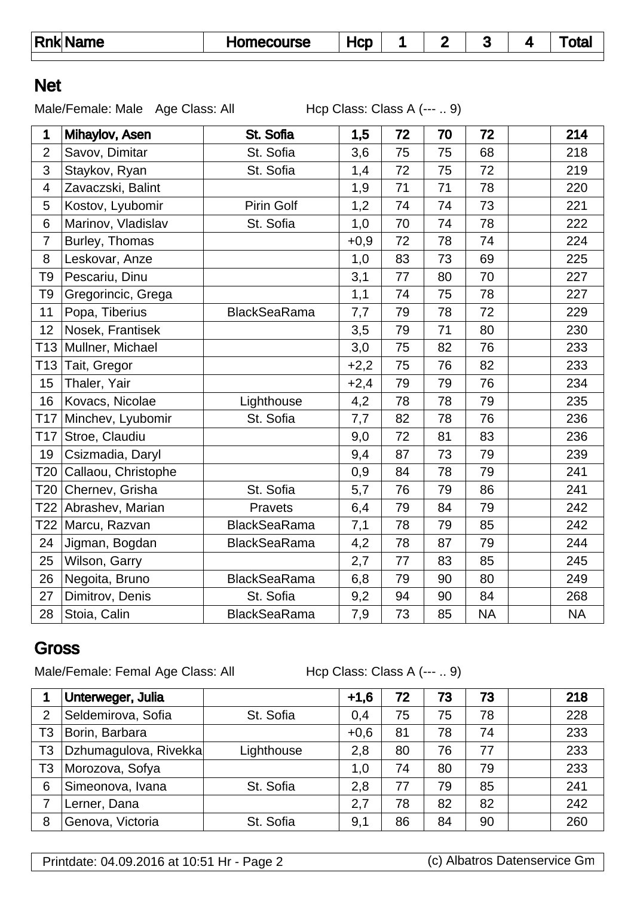| Rnk | Name | Homecourse | Hcp | 1 | 2 | 3 | 4 | Total |
|---|---|---|---|---|---|---|---|---|

## Net

Male/Female: Male Age Class: All Hcp Class: Class A (--- .. 9)

| Rnk | Name | Homecourse | Hcp | 1 | 2 | 3 | 4 | Total |
|---|---|---|---|---|---|---|---|---|
| **1** | **Mihaylov, Asen** | **St. Sofia** | **1,5** | **72** | **70** | **72** | | **214** |
| 2 | Savov, Dimitar | St. Sofia | 3,6 | 75 | 75 | 68 | | 218 |
| 3 | Staykov, Ryan | St. Sofia | 1,4 | 72 | 75 | 72 | | 219 |
| 4 | Zavaczski, Balint | | 1,9 | 71 | 71 | 78 | | 220 |
| 5 | Kostov, Lyubomir | Pirin Golf | 1,2 | 74 | 74 | 73 | | 221 |
| 6 | Marinov, Vladislav | St. Sofia | 1,0 | 70 | 74 | 78 | | 222 |
| 7 | Burley, Thomas | | +0,9 | 72 | 78 | 74 | | 224 |
| 8 | Leskovar, Anze | | 1,0 | 83 | 73 | 69 | | 225 |
| T9 | Pescariu, Dinu | | 3,1 | 77 | 80 | 70 | | 227 |
| T9 | Gregorincic, Grega | | 1,1 | 74 | 75 | 78 | | 227 |
| 11 | Popa, Tiberius | BlackSeaRama | 7,7 | 79 | 78 | 72 | | 229 |
| 12 | Nosek, Frantisek | | 3,5 | 79 | 71 | 80 | | 230 |
| T13 | Mullner, Michael | | 3,0 | 75 | 82 | 76 | | 233 |
| T13 | Tait, Gregor | | +2,2 | 75 | 76 | 82 | | 233 |
| 15 | Thaler, Yair | | +2,4 | 79 | 79 | 76 | | 234 |
| 16 | Kovacs, Nicolae | Lighthouse | 4,2 | 78 | 78 | 79 | | 235 |
| T17 | Minchev, Lyubomir | St. Sofia | 7,7 | 82 | 78 | 76 | | 236 |
| T17 | Stroe, Claudiu | | 9,0 | 72 | 81 | 83 | | 236 |
| 19 | Csizmadia, Daryl | | 9,4 | 87 | 73 | 79 | | 239 |
| T20 | Callaou, Christophe | | 0,9 | 84 | 78 | 79 | | 241 |
| T20 | Chernev, Grisha | St. Sofia | 5,7 | 76 | 79 | 86 | | 241 |
| T22 | Abrashev, Marian | Pravets | 6,4 | 79 | 84 | 79 | | 242 |
| T22 | Marcu, Razvan | BlackSeaRama | 7,1 | 78 | 79 | 85 | | 242 |
| 24 | Jigman, Bogdan | BlackSeaRama | 4,2 | 78 | 87 | 79 | | 244 |
| 25 | Wilson, Garry | | 2,7 | 77 | 83 | 85 | | 245 |
| 26 | Negoita, Bruno | BlackSeaRama | 6,8 | 79 | 90 | 80 | | 249 |
| 27 | Dimitrov, Denis | St. Sofia | 9,2 | 94 | 90 | 84 | | 268 |
| 28 | Stoia, Calin | BlackSeaRama | 7,9 | 73 | 85 | NA | | NA |

## Gross

Male/Female: Femal Age Class: All Hcp Class: Class A (--- .. 9)

| Rnk | Name | Homecourse | Hcp | 1 | 2 | 3 | 4 | Total |
|---|---|---|---|---|---|---|---|---|
| **1** | **Unterweger, Julia** | | **+1,6** | **72** | **73** | **73** | | **218** |
| 2 | Seldemirova, Sofia | St. Sofia | 0,4 | 75 | 75 | 78 | | 228 |
| T3 | Borin, Barbara | | +0,6 | 81 | 78 | 74 | | 233 |
| T3 | Dzhumagulova, Rivekka | Lighthouse | 2,8 | 80 | 76 | 77 | | 233 |
| T3 | Morozova, Sofya | | 1,0 | 74 | 80 | 79 | | 233 |
| 6 | Simeonova, Ivana | St. Sofia | 2,8 | 77 | 79 | 85 | | 241 |
| 7 | Lerner, Dana | | 2,7 | 78 | 82 | 82 | | 242 |
| 8 | Genova, Victoria | St. Sofia | 9,1 | 86 | 84 | 90 | | 260 |

Printdate: 04.09.2016 at 10:51 Hr - Page 2 (c) Albatros Datenservice Gm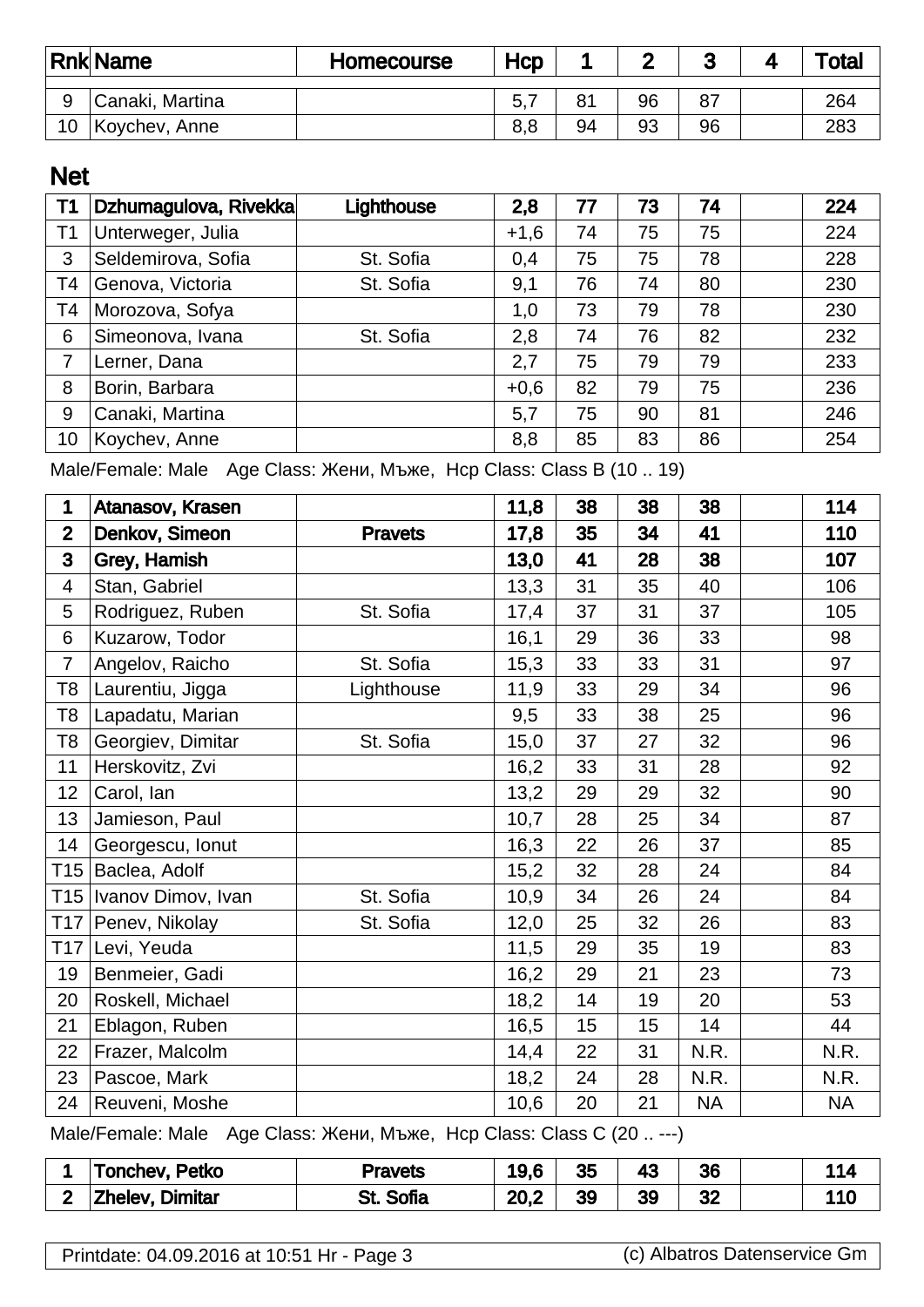| Rnk | Name | Homecourse | Hcp | 1 | 2 | 3 | 4 | Total |
|---|---|---|---|---|---|---|---|---|
| 9 | Canaki, Martina | | 5,7 | 81 | 96 | 87 | | 264 |
| 10 | Koychev, Anne | | 8,8 | 94 | 93 | 96 | | 283 |

## Net

| Rnk | Name | Homecourse | Hcp | 1 | 2 | 3 | 4 | Total |
|---|---|---|---|---|---|---|---|---|
| **T1** | **Dzhumagulova, Rivekka** | **Lighthouse** | **2,8** | **77** | **73** | **74** | | **224** |
| T1 | Unterweger, Julia | | +1,6 | 74 | 75 | 75 | | 224 |
| 3 | Seldemirova, Sofia | St. Sofia | 0,4 | 75 | 75 | 78 | | 228 |
| T4 | Genova, Victoria | St. Sofia | 9,1 | 76 | 74 | 80 | | 230 |
| T4 | Morozova, Sofya | | 1,0 | 73 | 79 | 78 | | 230 |
| 6 | Simeonova, Ivana | St. Sofia | 2,8 | 74 | 76 | 82 | | 232 |
| 7 | Lerner, Dana | | 2,7 | 75 | 79 | 79 | | 233 |
| 8 | Borin, Barbara | | +0,6 | 82 | 79 | 75 | | 236 |
| 9 | Canaki, Martina | | 5,7 | 75 | 90 | 81 | | 246 |
| 10 | Koychev, Anne | | 8,8 | 85 | 83 | 86 | | 254 |

Male/Female: Male Age Class: Жени, Мъже, Hcp Class: Class B (10 .. 19)

| Rnk | Name | Homecourse | Hcp | 1 | 2 | 3 | 4 | Total |
|---|---|---|---|---|---|---|---|---|
| **1** | **Atanasov, Krasen** | | **11,8** | **38** | **38** | **38** | | **114** |
| **2** | **Denkov, Simeon** | **Pravets** | **17,8** | **35** | **34** | **41** | | **110** |
| **3** | **Grey, Hamish** | | **13,0** | **41** | **28** | **38** | | **107** |
| 4 | Stan, Gabriel | | 13,3 | 31 | 35 | 40 | | 106 |
| 5 | Rodriguez, Ruben | St. Sofia | 17,4 | 37 | 31 | 37 | | 105 |
| 6 | Kuzarow, Todor | | 16,1 | 29 | 36 | 33 | | 98 |
| 7 | Angelov, Raicho | St. Sofia | 15,3 | 33 | 33 | 31 | | 97 |
| T8 | Laurentiu, Jigga | Lighthouse | 11,9 | 33 | 29 | 34 | | 96 |
| T8 | Lapadatu, Marian | | 9,5 | 33 | 38 | 25 | | 96 |
| T8 | Georgiev, Dimitar | St. Sofia | 15,0 | 37 | 27 | 32 | | 96 |
| 11 | Herskovitz, Zvi | | 16,2 | 33 | 31 | 28 | | 92 |
| 12 | Carol, Ian | | 13,2 | 29 | 29 | 32 | | 90 |
| 13 | Jamieson, Paul | | 10,7 | 28 | 25 | 34 | | 87 |
| 14 | Georgescu, Ionut | | 16,3 | 22 | 26 | 37 | | 85 |
| T15 | Baclea, Adolf | | 15,2 | 32 | 28 | 24 | | 84 |
| T15 | Ivanov Dimov, Ivan | St. Sofia | 10,9 | 34 | 26 | 24 | | 84 |
| T17 | Penev, Nikolay | St. Sofia | 12,0 | 25 | 32 | 26 | | 83 |
| T17 | Levi, Yeuda | | 11,5 | 29 | 35 | 19 | | 83 |
| 19 | Benmeier, Gadi | | 16,2 | 29 | 21 | 23 | | 73 |
| 20 | Roskell, Michael | | 18,2 | 14 | 19 | 20 | | 53 |
| 21 | Eblagon, Ruben | | 16,5 | 15 | 15 | 14 | | 44 |
| 22 | Frazer, Malcolm | | 14,4 | 22 | 31 | N.R. | | N.R. |
| 23 | Pascoe, Mark | | 18,2 | 24 | 28 | N.R. | | N.R. |
| 24 | Reuveni, Moshe | | 10,6 | 20 | 21 | NA | | NA |

Male/Female: Male Age Class: Жени, Мъже, Hcp Class: Class C (20 .. ---)

| Rnk | Name | Homecourse | Hcp | 1 | 2 | 3 | 4 | Total |
|---|---|---|---|---|---|---|---|---|
| **1** | **Tonchev, Petko** | **Pravets** | **19,6** | **35** | **43** | **36** | | **114** |
| **2** | **Zhelev, Dimitar** | **St. Sofia** | **20,2** | **39** | **39** | **32** | | **110** |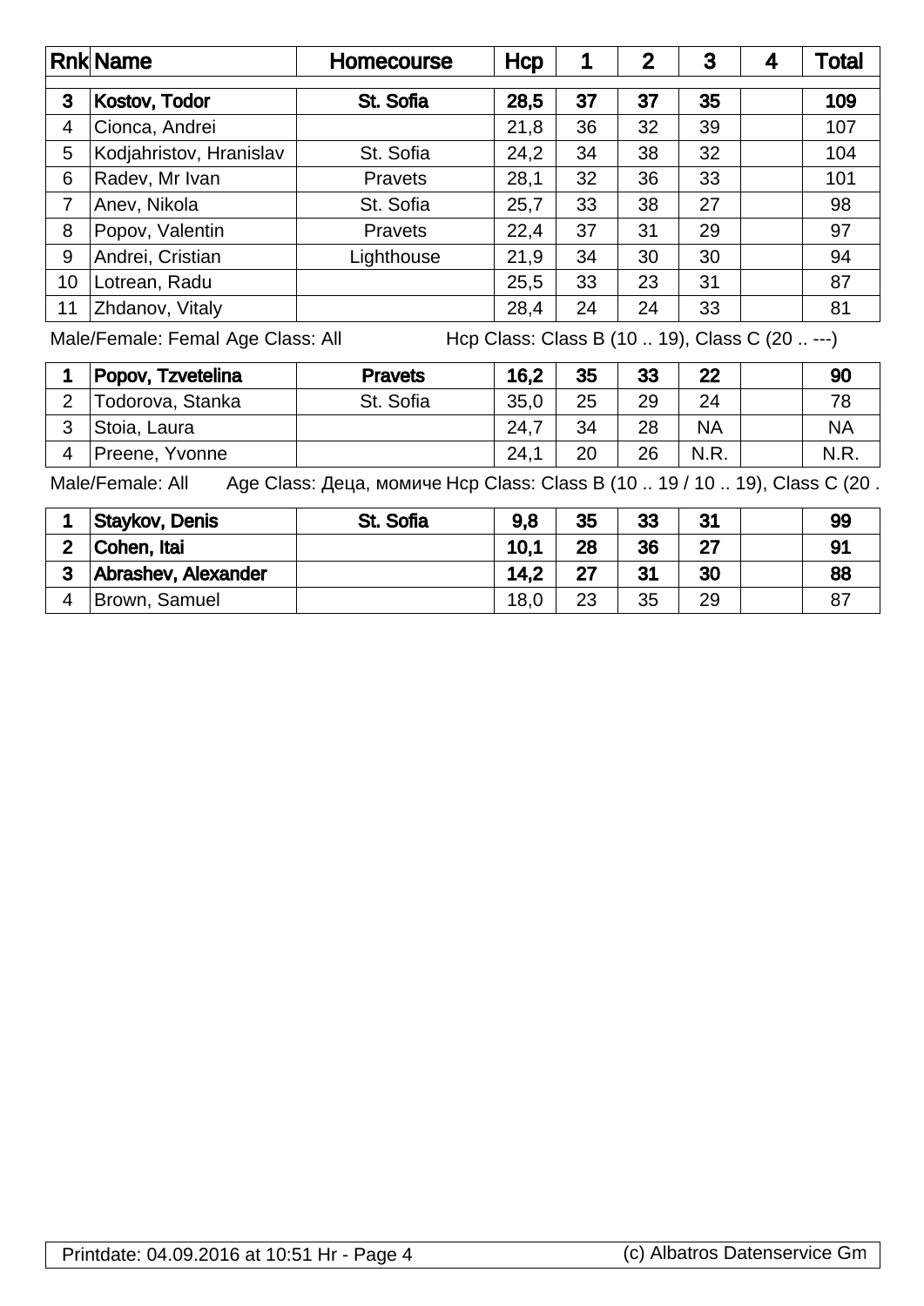| Rnk | Name | Homecourse | Hcp | 1 | 2 | 3 | 4 | Total |
|---|---|---|---|---|---|---|---|---|
| **3** | **Kostov, Todor** | **St. Sofia** | **28,5** | **37** | **37** | **35** | | **109** |
| 4 | Cionca, Andrei | | 21,8 | 36 | 32 | 39 | | 107 |
| 5 | Kodjahristov, Hranislav | St. Sofia | 24,2 | 34 | 38 | 32 | | 104 |
| 6 | Radev, Mr Ivan | Pravets | 28,1 | 32 | 36 | 33 | | 101 |
| 7 | Anev, Nikola | St. Sofia | 25,7 | 33 | 38 | 27 | | 98 |
| 8 | Popov, Valentin | Pravets | 22,4 | 37 | 31 | 29 | | 97 |
| 9 | Andrei, Cristian | Lighthouse | 21,9 | 34 | 30 | 30 | | 94 |
| 10 | Lotrean, Radu | | 25,5 | 33 | 23 | 31 | | 87 |
| 11 | Zhdanov, Vitaly | | 28,4 | 24 | 24 | 33 | | 81 |

Male/Female: Femal Age Class: All Hcp Class: Class B (10 .. 19), Class C (20 .. ---)

| | | | | | | | | |
|---|---|---|---|---|---|---|---|---|
| **1** | **Popov, Tzvetelina** | **Pravets** | **16,2** | **35** | **33** | **22** | | **90** |
| 2 | Todorova, Stanka | St. Sofia | 35,0 | 25 | 29 | 24 | | 78 |
| 3 | Stoia, Laura | | 24,7 | 34 | 28 | NA | | NA |
| 4 | Preene, Yvonne | | 24,1 | 20 | 26 | N.R. | | N.R. |

Male/Female: All Age Class: Деца, момиче Hcp Class: Class B (10 .. 19 / 10 .. 19), Class C (20 .

| | | | | | | | | |
|---|---|---|---|---|---|---|---|---|
| **1** | **Staykov, Denis** | **St. Sofia** | **9,8** | **35** | **33** | **31** | | **99** |
| **2** | **Cohen, Itai** | | **10,1** | **28** | **36** | **27** | | **91** |
| **3** | **Abrashev, Alexander** | | **14,2** | **27** | **31** | **30** | | **88** |
| 4 | Brown, Samuel | | 18,0 | 23 | 35 | 29 | | 87 |

Printdate: 04.09.2016 at 10:51 Hr - Page 4 (c) Albatros Datenservice Gm